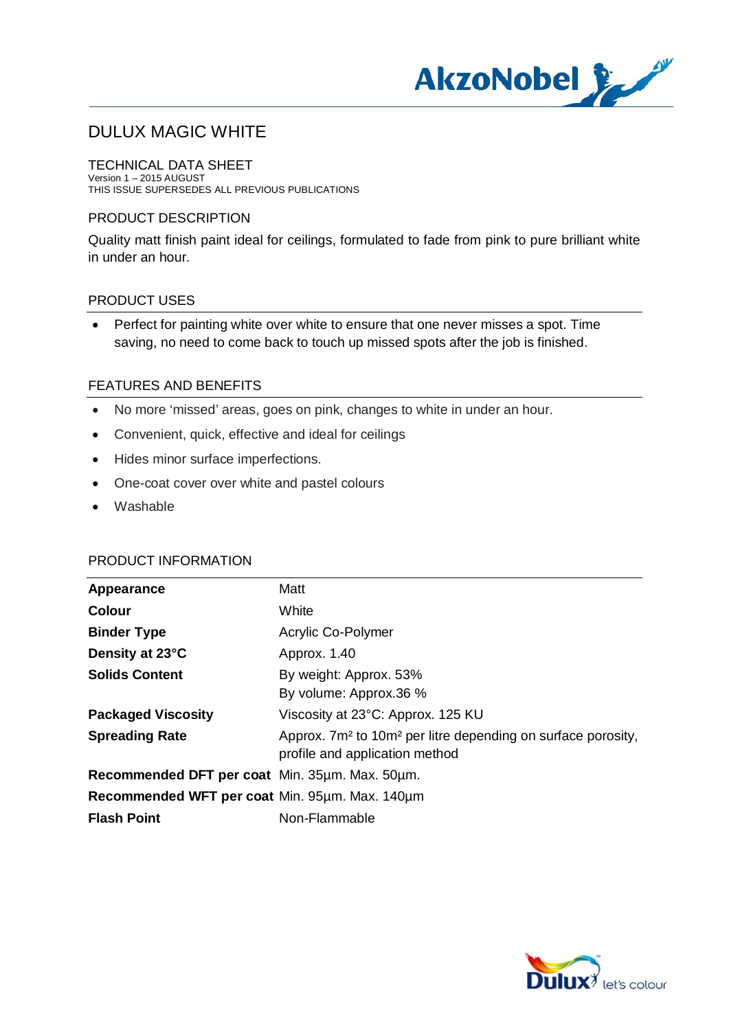# DULUX MAGIC WHITE

## TECHNICAL DATA SHEET

Version 1 – 2015 AUGUST
THIS ISSUE SUPERSEDES ALL PREVIOUS PUBLICATIONS

### PRODUCT DESCRIPTION

Quality matt finish paint ideal for ceilings, formulated to fade from pink to pure brilliant white in under an hour.

### PRODUCT USES

- Perfect for painting white over white to ensure that one never misses a spot. Time saving, no need to come back to touch up missed spots after the job is finished.

### FEATURES AND BENEFITS

- No more 'missed' areas, goes on pink, changes to white in under an hour.
- Convenient, quick, effective and ideal for ceilings
- Hides minor surface imperfections.
- One-coat cover over white and pastel colours
- Washable

### PRODUCT INFORMATION

| | |
|---|---|
| **Appearance** | Matt |
| **Colour** | White |
| **Binder Type** | Acrylic Co-Polymer |
| **Density at 23°C** | Approx. 1.40 |
| **Solids Content** | By weight: Approx. 53%<br>By volume: Approx.36 % |
| **Packaged Viscosity** | Viscosity at 23°C: Approx. 125 KU |
| **Spreading Rate** | Approx. 7m² to 10m² per litre depending on surface porosity, profile and application method |
| **Recommended DFT per coat** | Min. 35µm. Max. 50µm. |
| **Recommended WFT per coat** | Min. 95µm. Max. 140µm |
| **Flash Point** | Non-Flammable |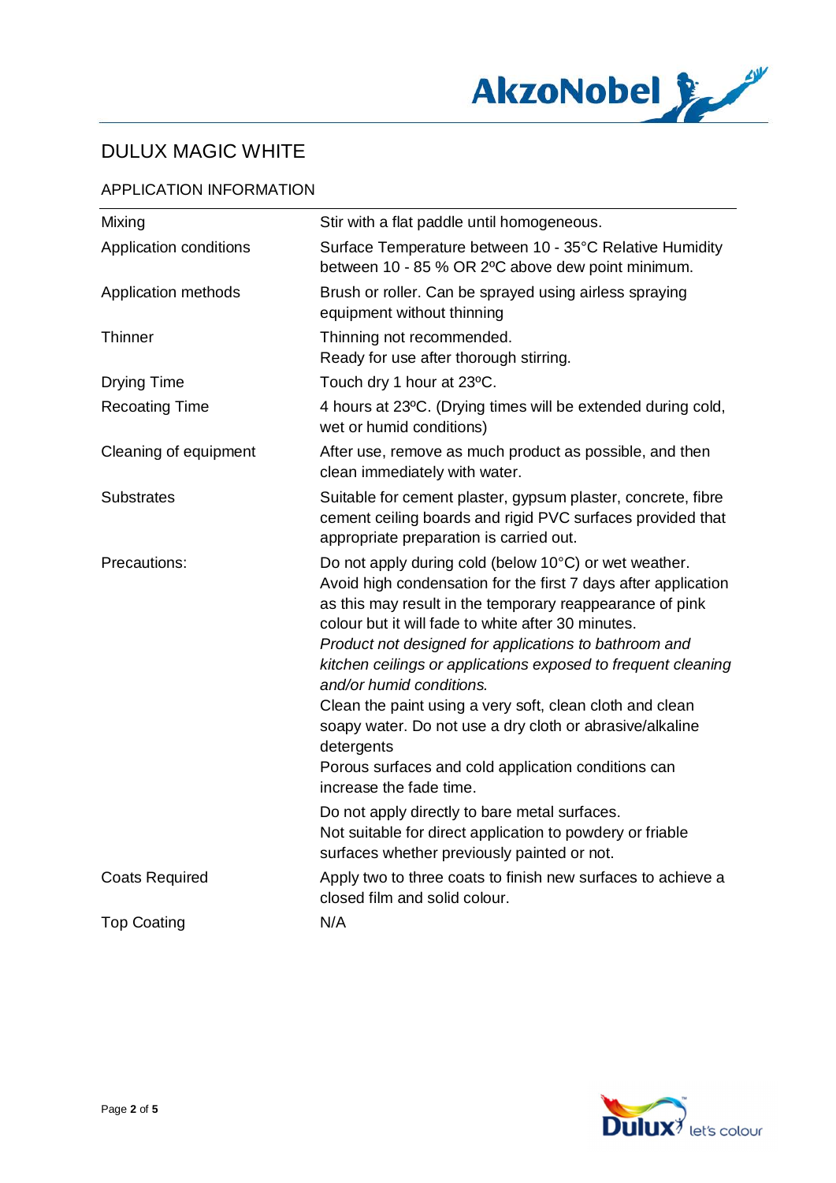# DULUX MAGIC WHITE

## APPLICATION INFORMATION

| | |
|---|---|
| Mixing | Stir with a flat paddle until homogeneous. |
| Application conditions | Surface Temperature between 10 - 35°C Relative Humidity between 10 - 85 % OR 2ºC above dew point minimum. |
| Application methods | Brush or roller. Can be sprayed using airless spraying equipment without thinning |
| Thinner | Thinning not recommended.<br>Ready for use after thorough stirring. |
| Drying Time | Touch dry 1 hour at 23ºC. |
| Recoating Time | 4 hours at 23ºC. (Drying times will be extended during cold, wet or humid conditions) |
| Cleaning of equipment | After use, remove as much product as possible, and then clean immediately with water. |
| Substrates | Suitable for cement plaster, gypsum plaster, concrete, fibre cement ceiling boards and rigid PVC surfaces provided that appropriate preparation is carried out. |
| Precautions: | Do not apply during cold (below 10°C) or wet weather.<br>Avoid high condensation for the first 7 days after application as this may result in the temporary reappearance of pink colour but it will fade to white after 30 minutes.<br>*Product not designed for applications to bathroom and kitchen ceilings or applications exposed to frequent cleaning and/or humid conditions.*<br>Clean the paint using a very soft, clean cloth and clean soapy water. Do not use a dry cloth or abrasive/alkaline detergents<br>Porous surfaces and cold application conditions can increase the fade time.<br>Do not apply directly to bare metal surfaces.<br>Not suitable for direct application to powdery or friable surfaces whether previously painted or not. |
| Coats Required | Apply two to three coats to finish new surfaces to achieve a closed film and solid colour. |
| Top Coating | N/A |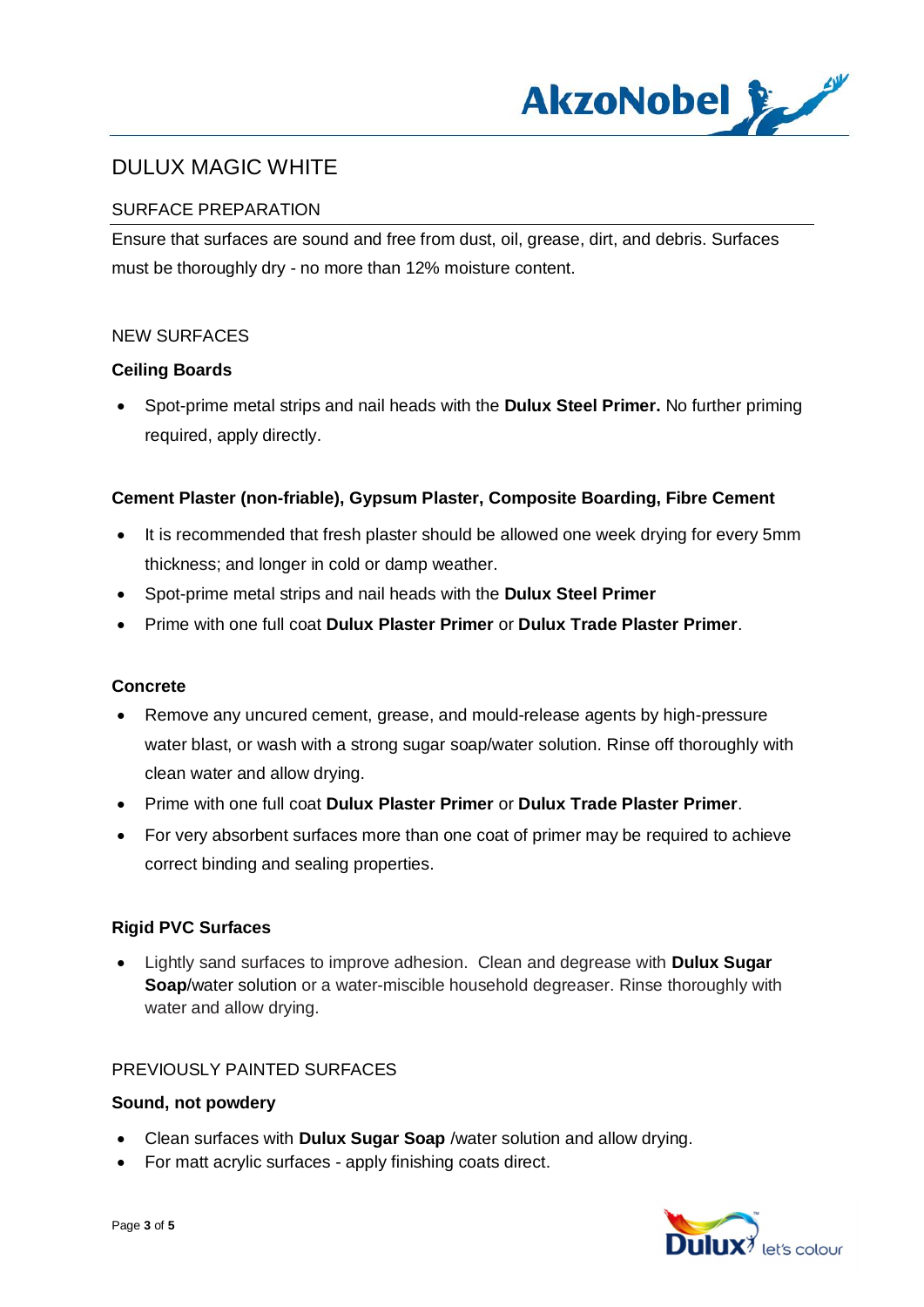# DULUX MAGIC WHITE

## SURFACE PREPARATION

Ensure that surfaces are sound and free from dust, oil, grease, dirt, and debris. Surfaces must be thoroughly dry - no more than 12% moisture content.

## NEW SURFACES

### Ceiling Boards

- Spot-prime metal strips and nail heads with the **Dulux Steel Primer.** No further priming required, apply directly.

### Cement Plaster (non-friable), Gypsum Plaster, Composite Boarding, Fibre Cement

- It is recommended that fresh plaster should be allowed one week drying for every 5mm thickness; and longer in cold or damp weather.
- Spot-prime metal strips and nail heads with the **Dulux Steel Primer**
- Prime with one full coat **Dulux Plaster Primer** or **Dulux Trade Plaster Primer**.

### Concrete

- Remove any uncured cement, grease, and mould-release agents by high-pressure water blast, or wash with a strong sugar soap/water solution. Rinse off thoroughly with clean water and allow drying.
- Prime with one full coat **Dulux Plaster Primer** or **Dulux Trade Plaster Primer**.
- For very absorbent surfaces more than one coat of primer may be required to achieve correct binding and sealing properties.

### Rigid PVC Surfaces

- Lightly sand surfaces to improve adhesion. Clean and degrease with **Dulux Sugar Soap**/water solution or a water-miscible household degreaser. Rinse thoroughly with water and allow drying.

## PREVIOUSLY PAINTED SURFACES

### Sound, not powdery

- Clean surfaces with **Dulux Sugar Soap** /water solution and allow drying.
- For matt acrylic surfaces - apply finishing coats direct.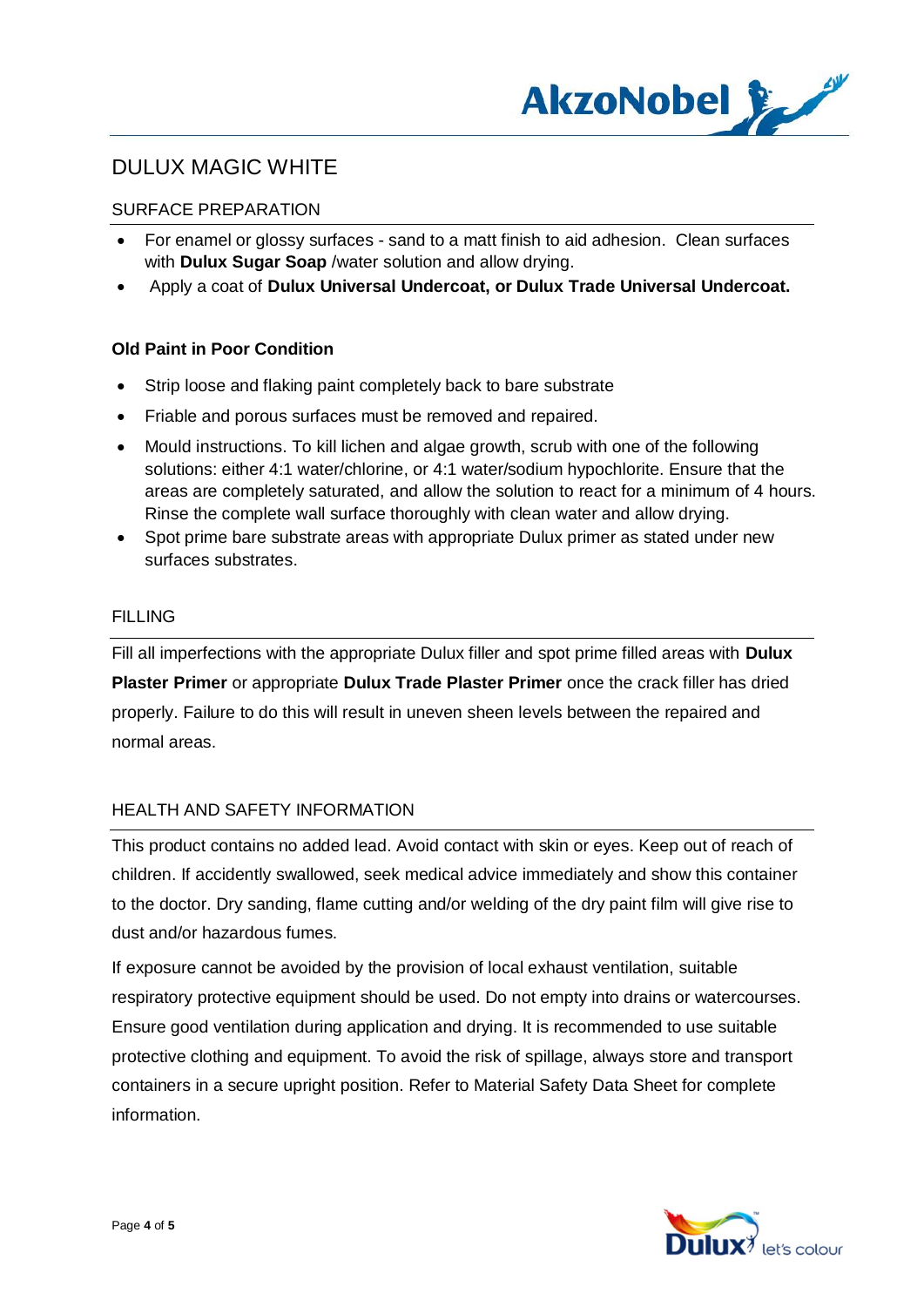# DULUX MAGIC WHITE

## SURFACE PREPARATION

- For enamel or glossy surfaces - sand to a matt finish to aid adhesion. Clean surfaces with **Dulux Sugar Soap** /water solution and allow drying.
- Apply a coat of **Dulux Universal Undercoat, or Dulux Trade Universal Undercoat.**

### Old Paint in Poor Condition

- Strip loose and flaking paint completely back to bare substrate
- Friable and porous surfaces must be removed and repaired.
- Mould instructions. To kill lichen and algae growth, scrub with one of the following solutions: either 4:1 water/chlorine, or 4:1 water/sodium hypochlorite. Ensure that the areas are completely saturated, and allow the solution to react for a minimum of 4 hours. Rinse the complete wall surface thoroughly with clean water and allow drying.
- Spot prime bare substrate areas with appropriate Dulux primer as stated under new surfaces substrates.

## FILLING

Fill all imperfections with the appropriate Dulux filler and spot prime filled areas with **Dulux Plaster Primer** or appropriate **Dulux Trade Plaster Primer** once the crack filler has dried properly. Failure to do this will result in uneven sheen levels between the repaired and normal areas.

## HEALTH AND SAFETY INFORMATION

This product contains no added lead. Avoid contact with skin or eyes. Keep out of reach of children. If accidently swallowed, seek medical advice immediately and show this container to the doctor. Dry sanding, flame cutting and/or welding of the dry paint film will give rise to dust and/or hazardous fumes.

If exposure cannot be avoided by the provision of local exhaust ventilation, suitable respiratory protective equipment should be used. Do not empty into drains or watercourses. Ensure good ventilation during application and drying. It is recommended to use suitable protective clothing and equipment. To avoid the risk of spillage, always store and transport containers in a secure upright position. Refer to Material Safety Data Sheet for complete information.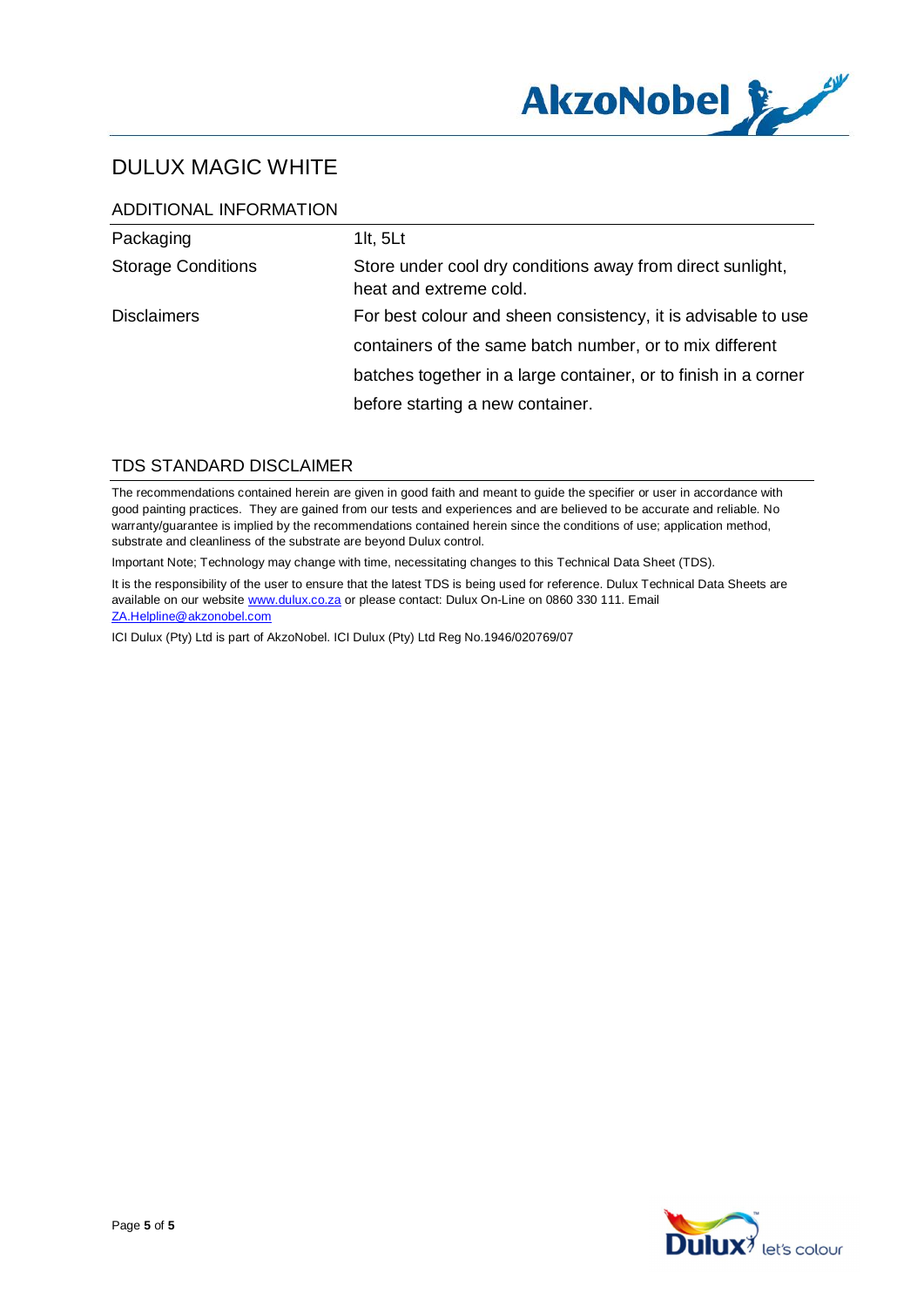# DULUX MAGIC WHITE

## ADDITIONAL INFORMATION

| | |
|---|---|
| Packaging | 1lt, 5Lt |
| Storage Conditions | Store under cool dry conditions away from direct sunlight, heat and extreme cold. |
| Disclaimers | For best colour and sheen consistency, it is advisable to use containers of the same batch number, or to mix different batches together in a large container, or to finish in a corner before starting a new container. |

## TDS STANDARD DISCLAIMER

The recommendations contained herein are given in good faith and meant to guide the specifier or user in accordance with good painting practices. They are gained from our tests and experiences and are believed to be accurate and reliable. No warranty/guarantee is implied by the recommendations contained herein since the conditions of use; application method, substrate and cleanliness of the substrate are beyond Dulux control.

Important Note; Technology may change with time, necessitating changes to this Technical Data Sheet (TDS).

It is the responsibility of the user to ensure that the latest TDS is being used for reference. Dulux Technical Data Sheets are available on our website www.dulux.co.za or please contact: Dulux On-Line on 0860 330 111. Email ZA.Helpline@akzonobel.com

ICI Dulux (Pty) Ltd is part of AkzoNobel. ICI Dulux (Pty) Ltd Reg No.1946/020769/07